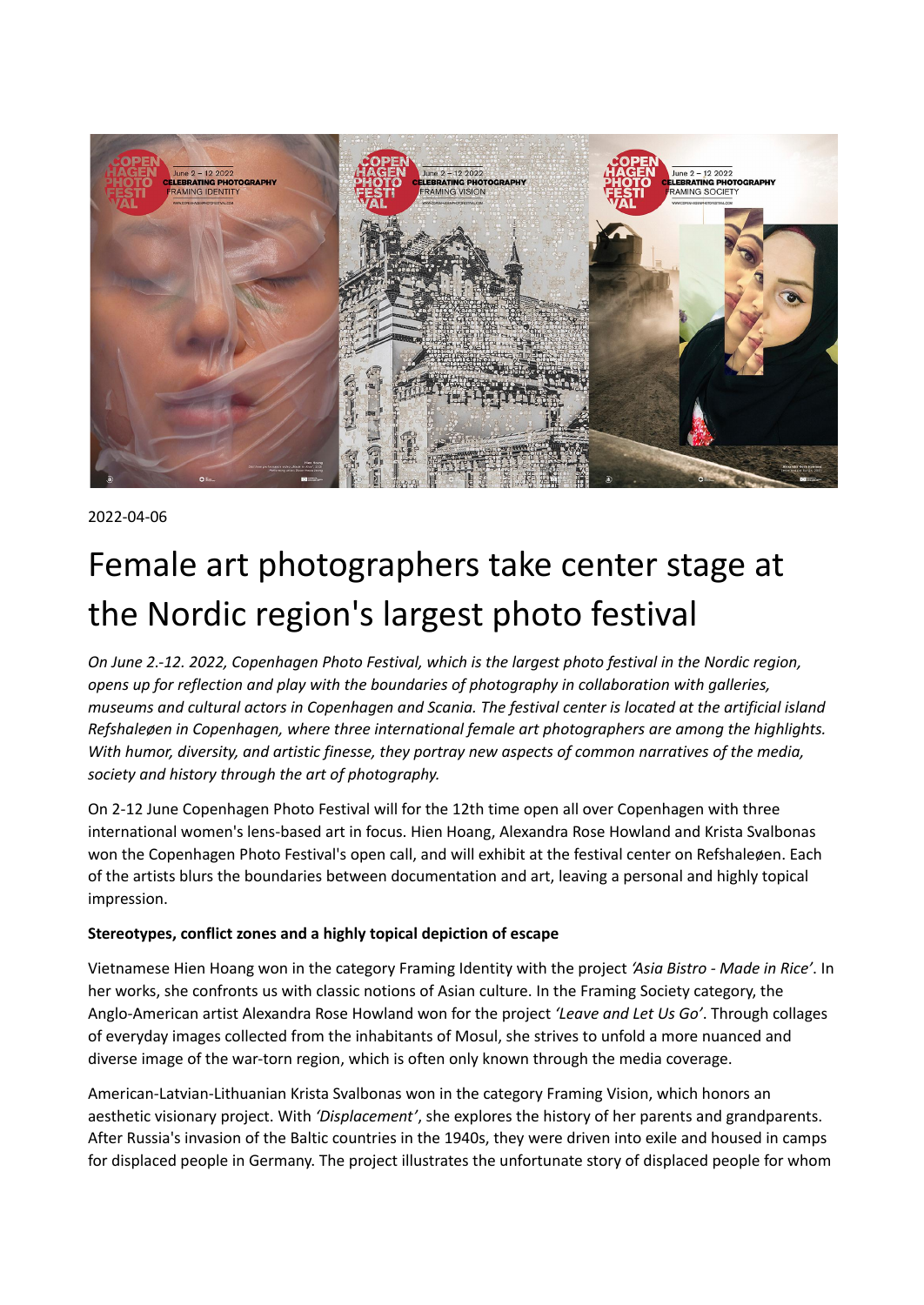2022-04-06

# Female art photographers take center stage at the Nordic region's largest photo festival

*On June 2.-12. 2022, Copenhagen Photo Festival, which is the largest photo festival in the Nordic region, opens up for reflection and play with the boundaries of photography in collaboration with galleries, museums and cultural actors in Copenhagen and Scania. The festival center is located at the artificial island Refshaleøen in Copenhagen, where three international female art photographers are among the highlights. With humor, diversity, and artistic finesse, they portray new aspects of common narratives of the media, society and history through the art of photography.*

On 2-12 June Copenhagen Photo Festival will for the 12th time open all over Copenhagen with three international women's lens-based art in focus. Hien Hoang, Alexandra Rose Howland and Krista Svalbonas won the Copenhagen Photo Festival's open call, and will exhibit at the festival center on Refshaleøen. Each of the artists blurs the boundaries between documentation and art, leaving a personal and highly topical impression.

**Stereotypes, conflict zones and a highly topical depiction of escape**

Vietnamese Hien Hoang won in the category Framing Identity with the project *'Asia Bistro - Made in Rice'*. In her works, she confronts us with classic notions of Asian culture. In the Framing Society category, the Anglo-American artist Alexandra Rose Howland won for the project *'Leave and Let Us Go'*. Through collages of everyday images collected from the inhabitants of Mosul, she strives to unfold a more nuanced and diverse image of the war-torn region, which is often only known through the media coverage.

American-Latvian-Lithuanian Krista Svalbonas won in the category Framing Vision, which honors an aesthetic visionary project. With *'Displacement'*, she explores the history of her parents and grandparents. After Russia's invasion of the Baltic countries in the 1940s, they were driven into exile and housed in camps for displaced people in Germany. The project illustrates the unfortunate story of displaced people for whom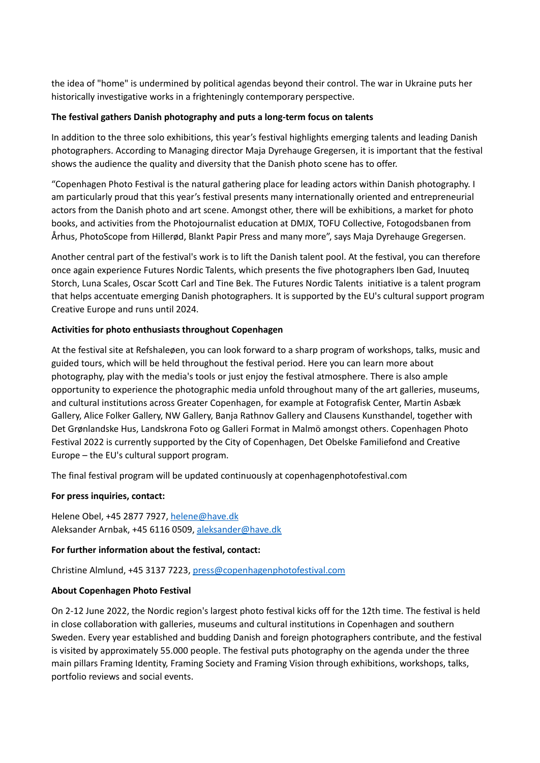the idea of "home" is undermined by political agendas beyond their control. The war in Ukraine puts her historically investigative works in a frighteningly contemporary perspective.

**The festival gathers Danish photography and puts a long-term focus on talents**

In addition to the three solo exhibitions, this year's festival highlights emerging talents and leading Danish photographers. According to Managing director Maja Dyrehauge Gregersen, it is important that the festival shows the audience the quality and diversity that the Danish photo scene has to offer.

"Copenhagen Photo Festival is the natural gathering place for leading actors within Danish photography. I am particularly proud that this year's festival presents many internationally oriented and entrepreneurial actors from the Danish photo and art scene. Amongst other, there will be exhibitions, a market for photo books, and activities from the Photojournalist education at DMJX, TOFU Collective, Fotogodsbanen from Århus, PhotoScope from Hillerød, Blankt Papir Press and many more", says Maja Dyrehauge Gregersen.

Another central part of the festival's work is to lift the Danish talent pool. At the festival, you can therefore once again experience Futures Nordic Talents, which presents the five photographers Iben Gad, Inuuteq Storch, Luna Scales, Oscar Scott Carl and Tine Bek. The Futures Nordic Talents initiative is a talent program that helps accentuate emerging Danish photographers. It is supported by the EU's cultural support program Creative Europe and runs until 2024.

**Activities for photo enthusiasts throughout Copenhagen**

At the festival site at Refshaleøen, you can look forward to a sharp program of workshops, talks, music and guided tours, which will be held throughout the festival period. Here you can learn more about photography, play with the media's tools or just enjoy the festival atmosphere. There is also ample opportunity to experience the photographic media unfold throughout many of the art galleries, museums, and cultural institutions across Greater Copenhagen, for example at Fotografisk Center, Martin Asbæk Gallery, Alice Folker Gallery, NW Gallery, Banja Rathnov Gallery and Clausens Kunsthandel, together with Det Grønlandske Hus, Landskrona Foto og Galleri Format in Malmö amongst others. Copenhagen Photo Festival 2022 is currently supported by the City of Copenhagen, Det Obelske Familiefond and Creative Europe – the EU's cultural support program.

The final festival program will be updated continuously at copenhagenphotofestival.com

**For press inquiries, contact:**

Helene Obel, +45 2877 7927, helene@have.dk
Aleksander Arnbak, +45 6116 0509, aleksander@have.dk

**For further information about the festival, contact:**

Christine Almlund, +45 3137 7223, press@copenhagenphotofestival.com

**About Copenhagen Photo Festival**

On 2-12 June 2022, the Nordic region's largest photo festival kicks off for the 12th time. The festival is held in close collaboration with galleries, museums and cultural institutions in Copenhagen and southern Sweden. Every year established and budding Danish and foreign photographers contribute, and the festival is visited by approximately 55.000 people. The festival puts photography on the agenda under the three main pillars Framing Identity, Framing Society and Framing Vision through exhibitions, workshops, talks, portfolio reviews and social events.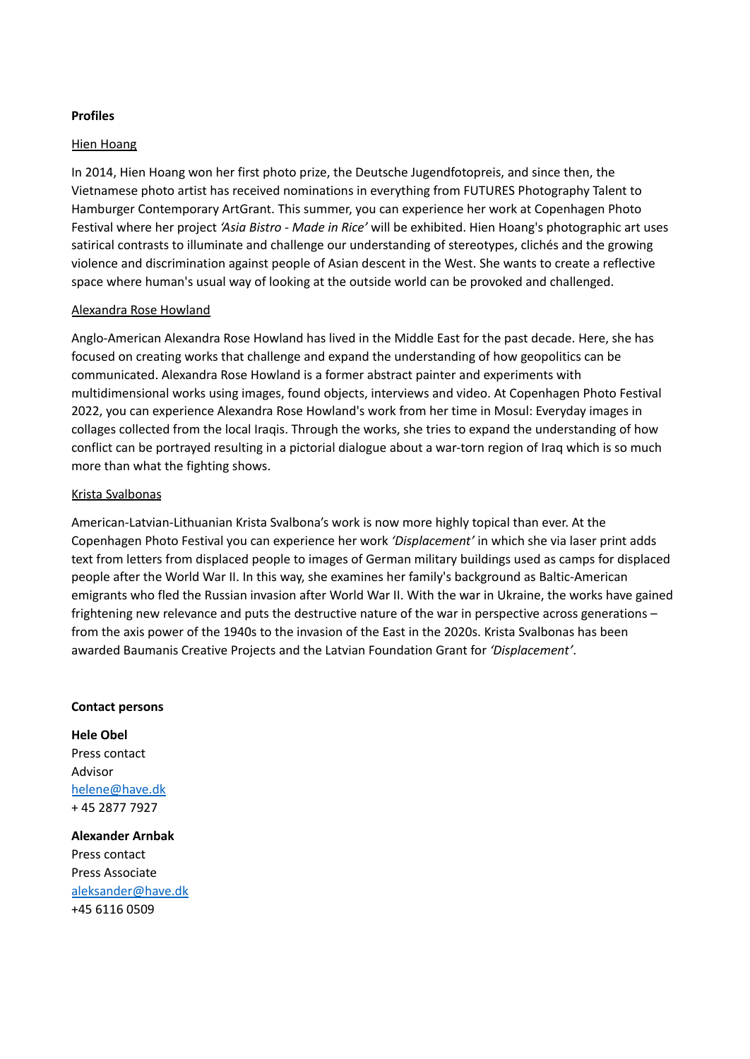**Profiles**

Hien Hoang

In 2014, Hien Hoang won her first photo prize, the Deutsche Jugendfotopreis, and since then, the Vietnamese photo artist has received nominations in everything from FUTURES Photography Talent to Hamburger Contemporary ArtGrant. This summer, you can experience her work at Copenhagen Photo Festival where her project *'Asia Bistro - Made in Rice'* will be exhibited. Hien Hoang's photographic art uses satirical contrasts to illuminate and challenge our understanding of stereotypes, clichés and the growing violence and discrimination against people of Asian descent in the West. She wants to create a reflective space where human's usual way of looking at the outside world can be provoked and challenged.

Alexandra Rose Howland

Anglo-American Alexandra Rose Howland has lived in the Middle East for the past decade. Here, she has focused on creating works that challenge and expand the understanding of how geopolitics can be communicated. Alexandra Rose Howland is a former abstract painter and experiments with multidimensional works using images, found objects, interviews and video. At Copenhagen Photo Festival 2022, you can experience Alexandra Rose Howland's work from her time in Mosul: Everyday images in collages collected from the local Iraqis. Through the works, she tries to expand the understanding of how conflict can be portrayed resulting in a pictorial dialogue about a war-torn region of Iraq which is so much more than what the fighting shows.

Krista Svalbonas

American-Latvian-Lithuanian Krista Svalbona's work is now more highly topical than ever. At the Copenhagen Photo Festival you can experience her work *'Displacement'* in which she via laser print adds text from letters from displaced people to images of German military buildings used as camps for displaced people after the World War II. In this way, she examines her family's background as Baltic-American emigrants who fled the Russian invasion after World War II. With the war in Ukraine, the works have gained frightening new relevance and puts the destructive nature of the war in perspective across generations – from the axis power of the 1940s to the invasion of the East in the 2020s. Krista Svalbonas has been awarded Baumanis Creative Projects and the Latvian Foundation Grant for *'Displacement'*.

**Contact persons**

**Hele Obel**
Press contact
Advisor
helene@have.dk
+ 45 2877 7927

**Alexander Arnbak**
Press contact
Press Associate
aleksander@have.dk
+45 6116 0509